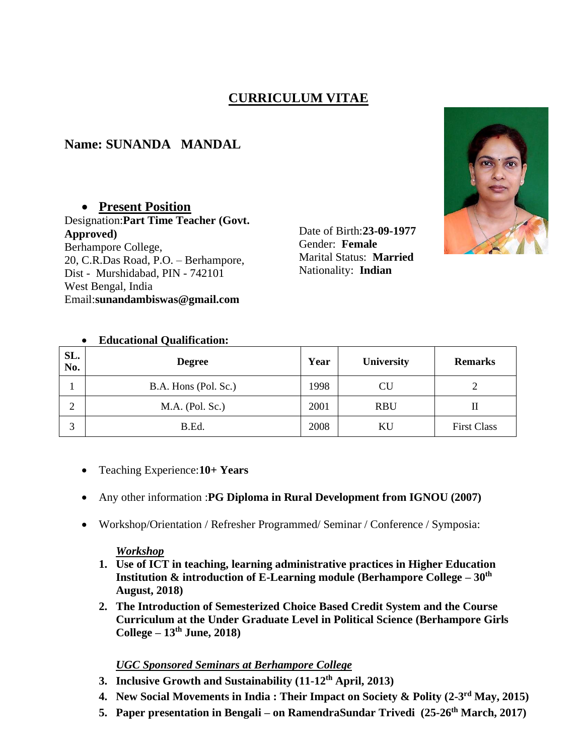# CURRICULUM VITAE

## Name: SUNANDA MANDAL

- **Present Position**

Designation:**Part Time Teacher (Govt. Approved)**
Berhampore College,
20, C.R.Das Road, P.O. – Berhampore,
Dist - Murshidabad, PIN - 742101
West Bengal, India
Email:**sunandambiswas@gmail.com**

Date of Birth:**23-09-1977**
Gender: **Female**
Marital Status: **Married**
Nationality: **Indian**

- **Educational Qualification:**

| SL. No. | Degree | Year | University | Remarks |
|---|---|---|---|---|
| 1 | B.A. Hons (Pol. Sc.) | 1998 | CU | 2 |
| 2 | M.A. (Pol. Sc.) | 2001 | RBU | II |
| 3 | B.Ed. | 2008 | KU | First Class |

- Teaching Experience:**10+ Years**
- Any other information :**PG Diploma in Rural Development from IGNOU (2007)**
- Workshop/Orientation / Refresher Programmed/ Seminar / Conference / Symposia:

***Workshop***

1. **Use of ICT in teaching, learning administrative practices in Higher Education Institution & introduction of E-Learning module (Berhampore College – 30th August, 2018)**
2. **The Introduction of Semesterized Choice Based Credit System and the Course Curriculum at the Under Graduate Level in Political Science (Berhampore Girls College – 13th June, 2018)**

***UGC Sponsored Seminars at Berhampore College***

3. **Inclusive Growth and Sustainability (11-12th April, 2013)**
4. **New Social Movements in India : Their Impact on Society & Polity (2-3rd May, 2015)**
5. **Paper presentation in Bengali – on RamendraSundar Trivedi (25-26th March, 2017)**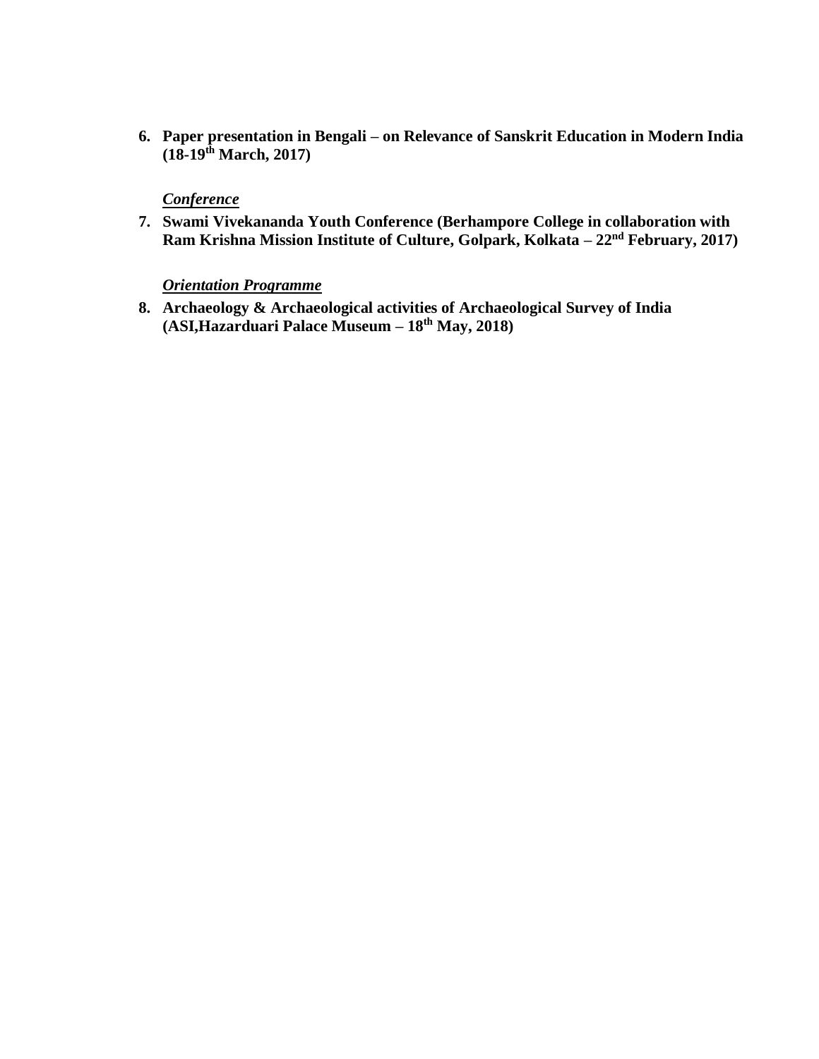6. **Paper presentation in Bengali – on Relevance of Sanskrit Education in Modern India (18-19th March, 2017)**

***Conference***

7. **Swami Vivekananda Youth Conference (Berhampore College in collaboration with Ram Krishna Mission Institute of Culture, Golpark, Kolkata – 22nd February, 2017)**

***Orientation Programme***

8. **Archaeology & Archaeological activities of Archaeological Survey of India (ASI,Hazarduari Palace Museum – 18th May, 2018)**